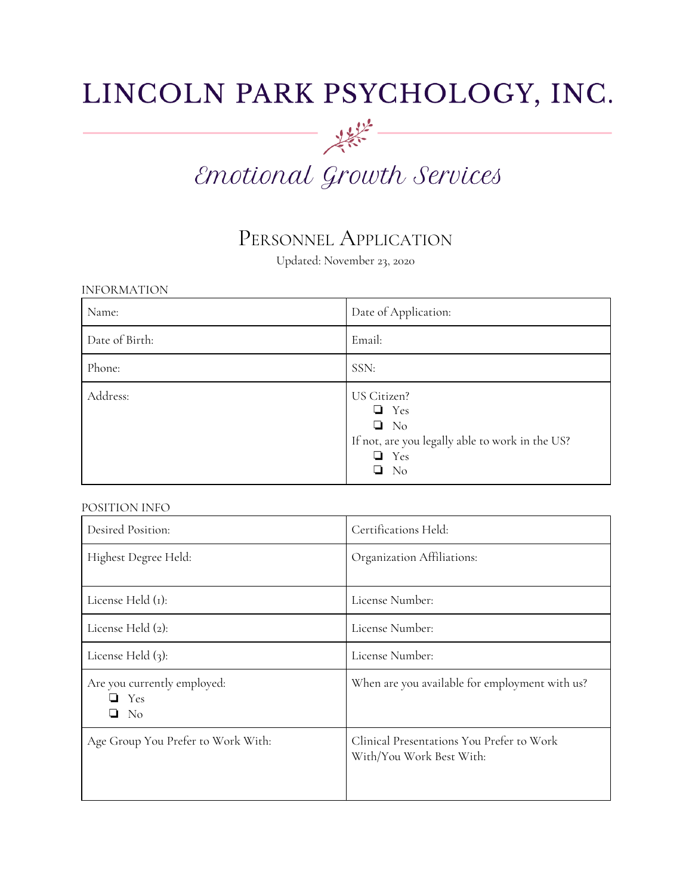# LINCOLN PARK PSYCHOLOGY, INC.

*Emotional Growth Services*

## Personnel Application

Updated: November 23, 2020

INFORMATION

| Name: | Date of Application: |
|---|---|
| Date of Birth: | Email: |
| Phone: | SSN: |
| Address: | US Citizen?<br>❏ Yes<br>❏ No<br>If not, are you legally able to work in the US?<br>❏ Yes<br>❏ No |

POSITION INFO

| Desired Position: | Certifications Held: |
|---|---|
| Highest Degree Held: | Organization Affiliations: |
| License Held (1): | License Number: |
| License Held (2): | License Number: |
| License Held (3): | License Number: |
| Are you currently employed:<br>❏ Yes<br>❏ No | When are you available for employment with us? |
| Age Group You Prefer to Work With: | Clinical Presentations You Prefer to Work With/You Work Best With: |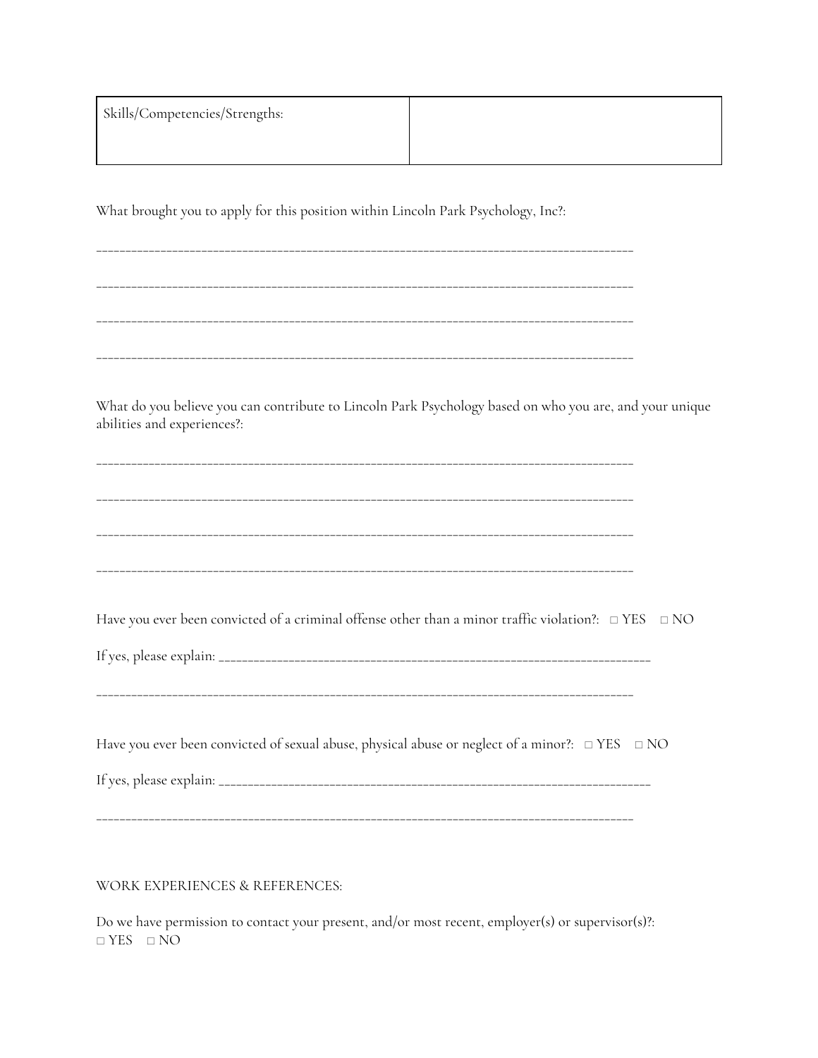| Skills/Competencies/Strengths: | |
| --- | --- |

What brought you to apply for this position within Lincoln Park Psychology, Inc?:

______________________________________________________________________________________

______________________________________________________________________________________

______________________________________________________________________________________

______________________________________________________________________________________

What do you believe you can contribute to Lincoln Park Psychology based on who you are, and your unique abilities and experiences?:

______________________________________________________________________________________

______________________________________________________________________________________

______________________________________________________________________________________

______________________________________________________________________________________

Have you ever been convicted of a criminal offense other than a minor traffic violation?: □ YES □ NO

If yes, please explain: ____________________________________________________________________

______________________________________________________________________________________

Have you ever been convicted of sexual abuse, physical abuse or neglect of a minor?: □ YES □ NO

If yes, please explain: ____________________________________________________________________

______________________________________________________________________________________

WORK EXPERIENCES & REFERENCES:

Do we have permission to contact your present, and/or most recent, employer(s) or supervisor(s)?:
□ YES □ NO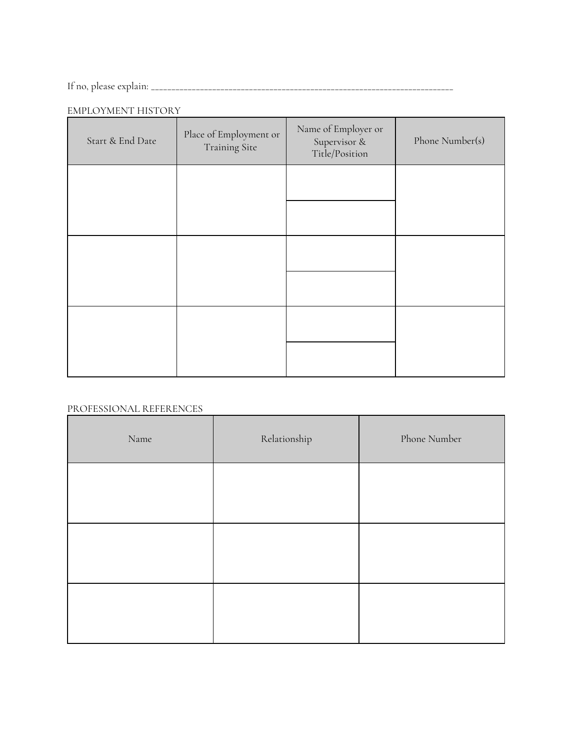If no, please explain: ___________________________________________________________________________

EMPLOYMENT HISTORY

| Start & End Date | Place of Employment or Training Site | Name of Employer or Supervisor & Title/Position | Phone Number(s) |
| --- | --- | --- | --- |
| | | | |
| | | | |
| | | | |
| | | | |
| | | | |
| | | | |

PROFESSIONAL REFERENCES

| Name | Relationship | Phone Number |
| --- | --- | --- |
| | | |
| | | |
| | | |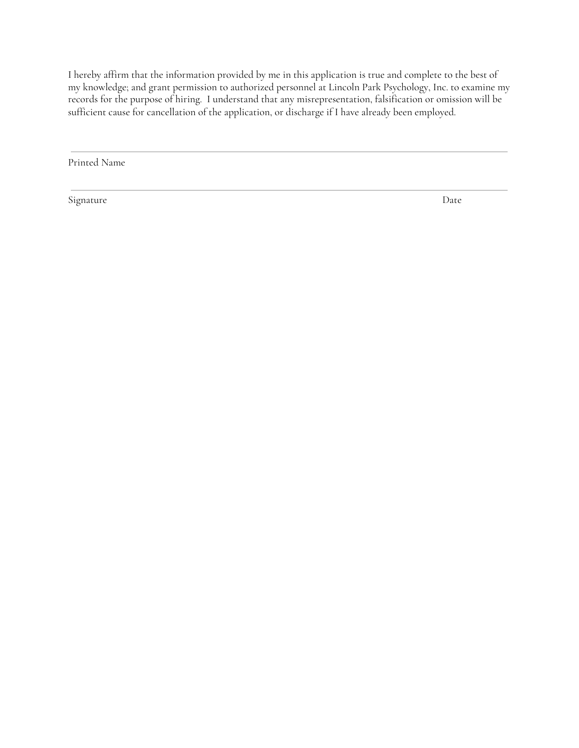I hereby affirm that the information provided by me in this application is true and complete to the best of my knowledge; and grant permission to authorized personnel at Lincoln Park Psychology, Inc. to examine my records for the purpose of hiring. I understand that any misrepresentation, falsification or omission will be sufficient cause for cancellation of the application, or discharge if I have already been employed.

---

Printed Name

---

Signature Date